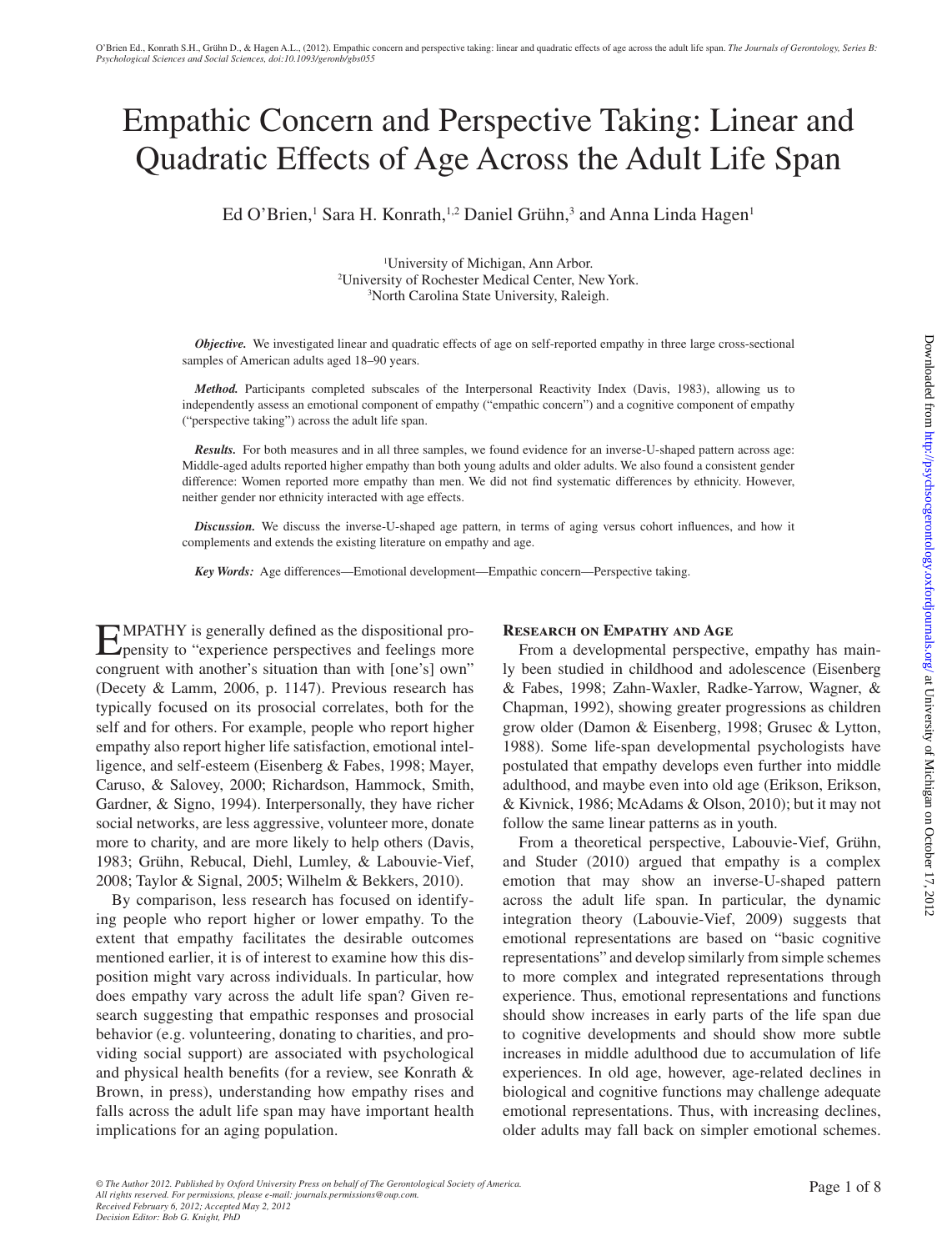# Empathic Concern and Perspective Taking: Linear and Quadratic Effects of Age Across the Adult Life Span

Ed O'Brien,[1] Sara H. Konrath,[1,2] Daniel Grühn,[3] and Anna Linda Hagen[1]

[1]University of Michigan, Ann Arbor.
[2]University of Rochester Medical Center, New York.
[3]North Carolina State University, Raleigh.

***Objective.*** We investigated linear and quadratic effects of age on self-reported empathy in three large cross-sectional samples of American adults aged 18–90 years.

***Method.*** Participants completed subscales of the Interpersonal Reactivity Index (Davis, 1983), allowing us to independently assess an emotional component of empathy ("empathic concern") and a cognitive component of empathy ("perspective taking") across the adult life span.

***Results.*** For both measures and in all three samples, we found evidence for an inverse-U-shaped pattern across age: Middle-aged adults reported higher empathy than both young adults and older adults. We also found a consistent gender difference: Women reported more empathy than men. We did not find systematic differences by ethnicity. However, neither gender nor ethnicity interacted with age effects.

***Discussion.*** We discuss the inverse-U-shaped age pattern, in terms of aging versus cohort influences, and how it complements and extends the existing literature on empathy and age.

***Key Words:*** Age differences—Emotional development—Empathic concern—Perspective taking.

EMPATHY is generally defined as the dispositional propensity to "experience perspectives and feelings more congruent with another's situation than with [one's] own" (Decety & Lamm, 2006, p. 1147). Previous research has typically focused on its prosocial correlates, both for the self and for others. For example, people who report higher empathy also report higher life satisfaction, emotional intelligence, and self-esteem (Eisenberg & Fabes, 1998; Mayer, Caruso, & Salovey, 2000; Richardson, Hammock, Smith, Gardner, & Signo, 1994). Interpersonally, they have richer social networks, are less aggressive, volunteer more, donate more to charity, and are more likely to help others (Davis, 1983; Grühn, Rebucal, Diehl, Lumley, & Labouvie-Vief, 2008; Taylor & Signal, 2005; Wilhelm & Bekkers, 2010).

By comparison, less research has focused on identifying people who report higher or lower empathy. To the extent that empathy facilitates the desirable outcomes mentioned earlier, it is of interest to examine how this disposition might vary across individuals. In particular, how does empathy vary across the adult life span? Given research suggesting that empathic responses and prosocial behavior (e.g. volunteering, donating to charities, and providing social support) are associated with psychological and physical health benefits (for a review, see Konrath & Brown, in press), understanding how empathy rises and falls across the adult life span may have important health implications for an aging population.

## Research on Empathy and Age

From a developmental perspective, empathy has mainly been studied in childhood and adolescence (Eisenberg & Fabes, 1998; Zahn-Waxler, Radke-Yarrow, Wagner, & Chapman, 1992), showing greater progressions as children grow older (Damon & Eisenberg, 1998; Grusec & Lytton, 1988). Some life-span developmental psychologists have postulated that empathy develops even further into middle adulthood, and maybe even into old age (Erikson, Erikson, & Kivnick, 1986; McAdams & Olson, 2010); but it may not follow the same linear patterns as in youth.

From a theoretical perspective, Labouvie-Vief, Grühn, and Studer (2010) argued that empathy is a complex emotion that may show an inverse-U-shaped pattern across the adult life span. In particular, the dynamic integration theory (Labouvie-Vief, 2009) suggests that emotional representations are based on "basic cognitive representations" and develop similarly from simple schemes to more complex and integrated representations through experience. Thus, emotional representations and functions should show increases in early parts of the life span due to cognitive developments and should show more subtle increases in middle adulthood due to accumulation of life experiences. In old age, however, age-related declines in biological and cognitive functions may challenge adequate emotional representations. Thus, with increasing declines, older adults may fall back on simpler emotional schemes.

*© The Author 2012. Published by Oxford University Press on behalf of The Gerontological Society of America.*
*All rights reserved. For permissions, please e-mail: journals.permissions@oup.com.*
*Received February 6, 2012; Accepted May 2, 2012*
*Decision Editor: Bob G. Knight, PhD*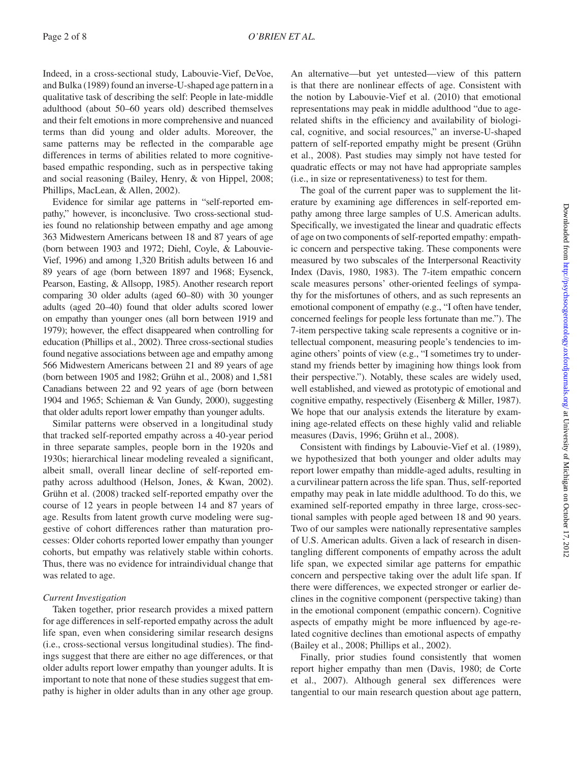Indeed, in a cross-sectional study, Labouvie-Vief, DeVoe, and Bulka (1989) found an inverse-U-shaped age pattern in a qualitative task of describing the self: People in late-middle adulthood (about 50–60 years old) described themselves and their felt emotions in more comprehensive and nuanced terms than did young and older adults. Moreover, the same patterns may be reflected in the comparable age differences in terms of abilities related to more cognitive-based empathic responding, such as in perspective taking and social reasoning (Bailey, Henry, & von Hippel, 2008; Phillips, MacLean, & Allen, 2002).

Evidence for similar age patterns in "self-reported empathy," however, is inconclusive. Two cross-sectional studies found no relationship between empathy and age among 363 Midwestern Americans between 18 and 87 years of age (born between 1903 and 1972; Diehl, Coyle, & Labouvie-Vief, 1996) and among 1,320 British adults between 16 and 89 years of age (born between 1897 and 1968; Eysenck, Pearson, Easting, & Allsopp, 1985). Another research report comparing 30 older adults (aged 60–80) with 30 younger adults (aged 20–40) found that older adults scored lower on empathy than younger ones (all born between 1919 and 1979); however, the effect disappeared when controlling for education (Phillips et al., 2002). Three cross-sectional studies found negative associations between age and empathy among 566 Midwestern Americans between 21 and 89 years of age (born between 1905 and 1982; Grühn et al., 2008) and 1,581 Canadians between 22 and 92 years of age (born between 1904 and 1965; Schieman & Van Gundy, 2000), suggesting that older adults report lower empathy than younger adults.

Similar patterns were observed in a longitudinal study that tracked self-reported empathy across a 40-year period in three separate samples, people born in the 1920s and 1930s; hierarchical linear modeling revealed a significant, albeit small, overall linear decline of self-reported empathy across adulthood (Helson, Jones, & Kwan, 2002). Grühn et al. (2008) tracked self-reported empathy over the course of 12 years in people between 14 and 87 years of age. Results from latent growth curve modeling were suggestive of cohort differences rather than maturation processes: Older cohorts reported lower empathy than younger cohorts, but empathy was relatively stable within cohorts. Thus, there was no evidence for intraindividual change that was related to age.

### *Current Investigation*

Taken together, prior research provides a mixed pattern for age differences in self-reported empathy across the adult life span, even when considering similar research designs (i.e., cross-sectional versus longitudinal studies). The findings suggest that there are either no age differences, or that older adults report lower empathy than younger adults. It is important to note that none of these studies suggest that empathy is higher in older adults than in any other age group. An alternative—but yet untested—view of this pattern is that there are nonlinear effects of age. Consistent with the notion by Labouvie-Vief et al. (2010) that emotional representations may peak in middle adulthood "due to age-related shifts in the efficiency and availability of biological, cognitive, and social resources," an inverse-U-shaped pattern of self-reported empathy might be present (Grühn et al., 2008). Past studies may simply not have tested for quadratic effects or may not have had appropriate samples (i.e., in size or representativeness) to test for them.

The goal of the current paper was to supplement the literature by examining age differences in self-reported empathy among three large samples of U.S. American adults. Specifically, we investigated the linear and quadratic effects of age on two components of self-reported empathy: empathic concern and perspective taking. These components were measured by two subscales of the Interpersonal Reactivity Index (Davis, 1980, 1983). The 7-item empathic concern scale measures persons' other-oriented feelings of sympathy for the misfortunes of others, and as such represents an emotional component of empathy (e.g., "I often have tender, concerned feelings for people less fortunate than me."). The 7-item perspective taking scale represents a cognitive or intellectual component, measuring people's tendencies to imagine others' points of view (e.g., "I sometimes try to understand my friends better by imagining how things look from their perspective."). Notably, these scales are widely used, well established, and viewed as prototypic of emotional and cognitive empathy, respectively (Eisenberg & Miller, 1987). We hope that our analysis extends the literature by examining age-related effects on these highly valid and reliable measures (Davis, 1996; Grühn et al., 2008).

Consistent with findings by Labouvie-Vief et al. (1989), we hypothesized that both younger and older adults may report lower empathy than middle-aged adults, resulting in a curvilinear pattern across the life span. Thus, self-reported empathy may peak in late middle adulthood. To do this, we examined self-reported empathy in three large, cross-sectional samples with people aged between 18 and 90 years. Two of our samples were nationally representative samples of U.S. American adults. Given a lack of research in disentangling different components of empathy across the adult life span, we expected similar age patterns for empathic concern and perspective taking over the adult life span. If there were differences, we expected stronger or earlier declines in the cognitive component (perspective taking) than in the emotional component (empathic concern). Cognitive aspects of empathy might be more influenced by age-related cognitive declines than emotional aspects of empathy (Bailey et al., 2008; Phillips et al., 2002).

Finally, prior studies found consistently that women report higher empathy than men (Davis, 1980; de Corte et al., 2007). Although general sex differences were tangential to our main research question about age pattern,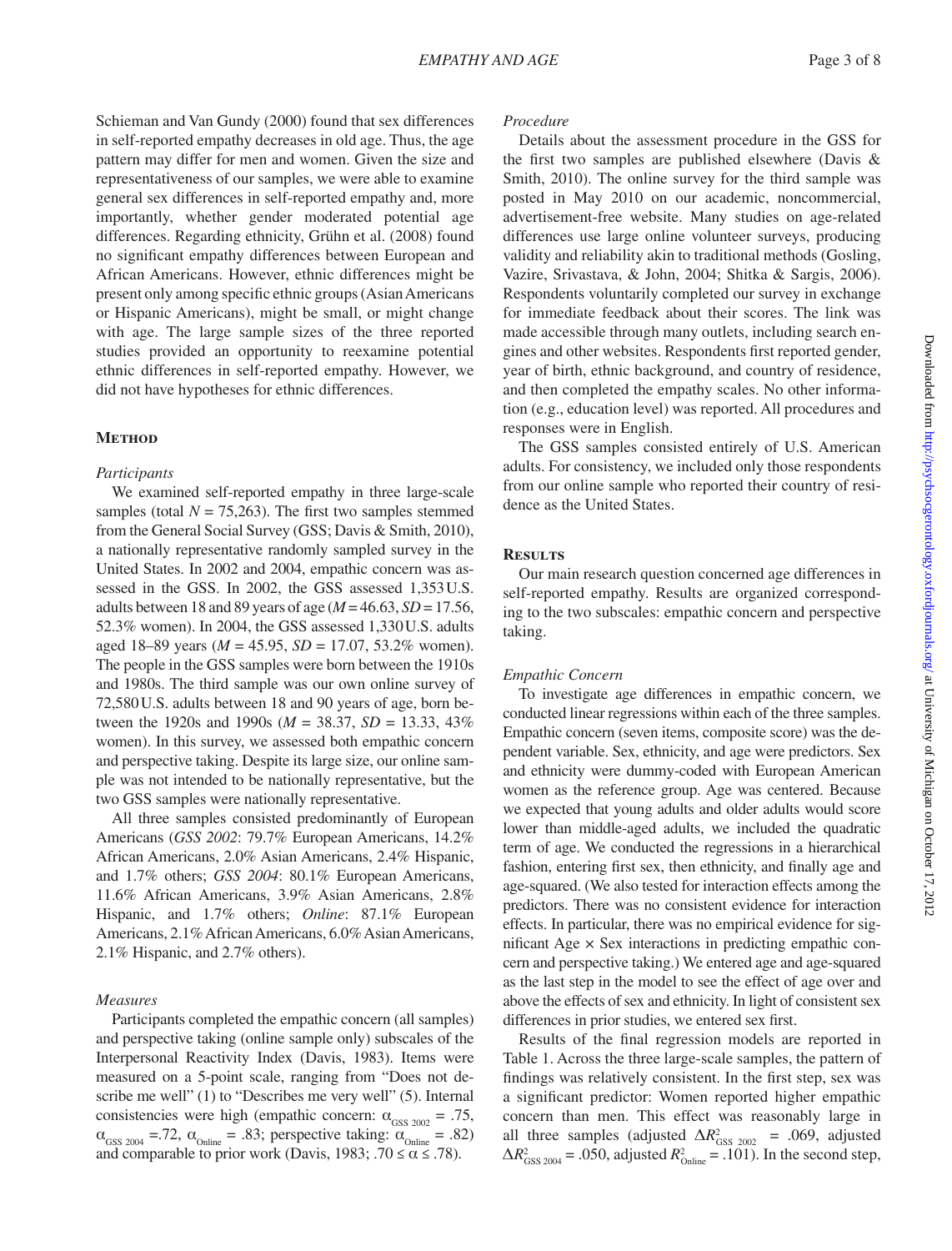Schieman and Van Gundy (2000) found that sex differences in self-reported empathy decreases in old age. Thus, the age pattern may differ for men and women. Given the size and representativeness of our samples, we were able to examine general sex differences in self-reported empathy and, more importantly, whether gender moderated potential age differences. Regarding ethnicity, Grühn et al. (2008) found no significant empathy differences between European and African Americans. However, ethnic differences might be present only among specific ethnic groups (Asian Americans or Hispanic Americans), might be small, or might change with age. The large sample sizes of the three reported studies provided an opportunity to reexamine potential ethnic differences in self-reported empathy. However, we did not have hypotheses for ethnic differences.

## Method

### *Participants*

We examined self-reported empathy in three large-scale samples (total $N = 75{,}263$). The first two samples stemmed from the General Social Survey (GSS; Davis & Smith, 2010), a nationally representative randomly sampled survey in the United States. In 2002 and 2004, empathic concern was assessed in the GSS. In 2002, the GSS assessed 1,353 U.S. adults between 18 and 89 years of age ($M = 46.63$, $SD = 17.56$, 52.3% women). In 2004, the GSS assessed 1,330 U.S. adults aged 18–89 years ($M = 45.95$, $SD = 17.07$, 53.2% women). The people in the GSS samples were born between the 1910s and 1980s. The third sample was our own online survey of 72,580 U.S. adults between 18 and 90 years of age, born between the 1920s and 1990s ($M = 38.37$, $SD = 13.33$, 43% women). In this survey, we assessed both empathic concern and perspective taking. Despite its large size, our online sample was not intended to be nationally representative, but the two GSS samples were nationally representative.

All three samples consisted predominantly of European Americans (*GSS 2002*: 79.7% European Americans, 14.2% African Americans, 2.0% Asian Americans, 2.4% Hispanic, and 1.7% others; *GSS 2004*: 80.1% European Americans, 11.6% African Americans, 3.9% Asian Americans, 2.8% Hispanic, and 1.7% others; *Online*: 87.1% European Americans, 2.1% African Americans, 6.0% Asian Americans, 2.1% Hispanic, and 2.7% others).

### *Measures*

Participants completed the empathic concern (all samples) and perspective taking (online sample only) subscales of the Interpersonal Reactivity Index (Davis, 1983). Items were measured on a 5-point scale, ranging from "Does not describe me well" (1) to "Describes me very well" (5). Internal consistencies were high (empathic concern: $\alpha_{\text{GSS 2002}} = .75$, $\alpha_{\text{GSS 2004}} = .72$, $\alpha_{\text{Online}} = .83$; perspective taking: $\alpha_{\text{Online}} = .82$) and comparable to prior work (Davis, 1983; $.70 \le \alpha \le .78$).

### *Procedure*

Details about the assessment procedure in the GSS for the first two samples are published elsewhere (Davis & Smith, 2010). The online survey for the third sample was posted in May 2010 on our academic, noncommercial, advertisement-free website. Many studies on age-related differences use large online volunteer surveys, producing validity and reliability akin to traditional methods (Gosling, Vazire, Srivastava, & John, 2004; Shitka & Sargis, 2006). Respondents voluntarily completed our survey in exchange for immediate feedback about their scores. The link was made accessible through many outlets, including search engines and other websites. Respondents first reported gender, year of birth, ethnic background, and country of residence, and then completed the empathy scales. No other information (e.g., education level) was reported. All procedures and responses were in English.

The GSS samples consisted entirely of U.S. American adults. For consistency, we included only those respondents from our online sample who reported their country of residence as the United States.

## Results

Our main research question concerned age differences in self-reported empathy. Results are organized corresponding to the two subscales: empathic concern and perspective taking.

### *Empathic Concern*

To investigate age differences in empathic concern, we conducted linear regressions within each of the three samples. Empathic concern (seven items, composite score) was the dependent variable. Sex, ethnicity, and age were predictors. Sex and ethnicity were dummy-coded with European American women as the reference group. Age was centered. Because we expected that young adults and older adults would score lower than middle-aged adults, we included the quadratic term of age. We conducted the regressions in a hierarchical fashion, entering first sex, then ethnicity, and finally age and age-squared. (We also tested for interaction effects among the predictors. There was no consistent evidence for interaction effects. In particular, there was no empirical evidence for significant Age × Sex interactions in predicting empathic concern and perspective taking.) We entered age and age-squared as the last step in the model to see the effect of age over and above the effects of sex and ethnicity. In light of consistent sex differences in prior studies, we entered sex first.

Results of the final regression models are reported in Table 1. Across the three large-scale samples, the pattern of findings was relatively consistent. In the first step, sex was a significant predictor: Women reported higher empathic concern than men. This effect was reasonably large in all three samples (adjusted $\Delta R^2_{\text{GSS 2002}} = .069$, adjusted $\Delta R^2_{\text{GSS 2004}} = .050$, adjusted $R^2_{\text{Online}} = .101$). In the second step,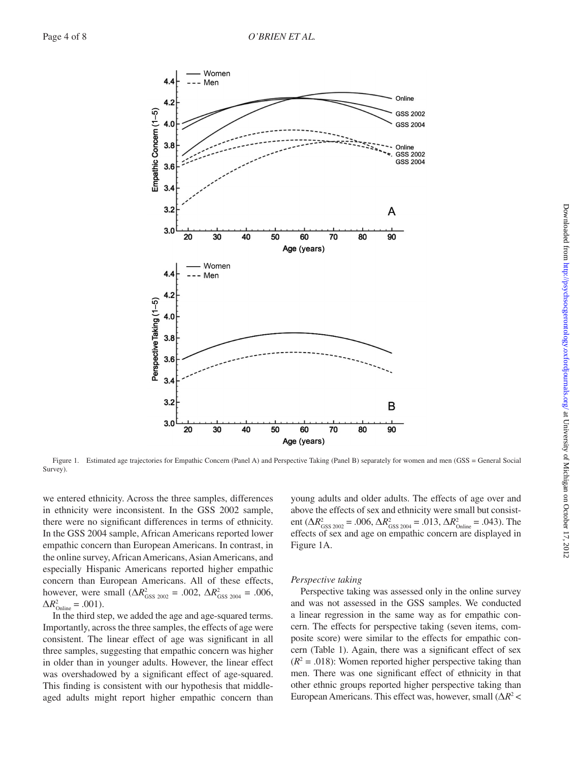Figure 1. Estimated age trajectories for Empathic Concern (Panel A) and Perspective Taking (Panel B) separately for women and men (GSS = General Social Survey).

we entered ethnicity. Across the three samples, differences in ethnicity were inconsistent. In the GSS 2002 sample, there were no significant differences in terms of ethnicity. In the GSS 2004 sample, African Americans reported lower empathic concern than European Americans. In contrast, in the online survey, African Americans, Asian Americans, and especially Hispanic Americans reported higher empathic concern than European Americans. All of these effects, however, were small ($\Delta R^2_{\text{GSS 2002}} = .002$, $\Delta R^2_{\text{GSS 2004}} = .006$, $\Delta R^2_{\text{Online}} = .001$).

In the third step, we added the age and age-squared terms. Importantly, across the three samples, the effects of age were consistent. The linear effect of age was significant in all three samples, suggesting that empathic concern was higher in older than in younger adults. However, the linear effect was overshadowed by a significant effect of age-squared. This finding is consistent with our hypothesis that middle-aged adults might report higher empathic concern than young adults and older adults. The effects of age over and above the effects of sex and ethnicity were small but consistent ($\Delta R^2_{\text{GSS 2002}} = .006$, $\Delta R^2_{\text{GSS 2004}} = .013$, $\Delta R^2_{\text{Online}} = .043$). The effects of sex and age on empathic concern are displayed in Figure 1A.

*Perspective taking*

Perspective taking was assessed only in the online survey and was not assessed in the GSS samples. We conducted a linear regression in the same way as for empathic concern. The effects for perspective taking (seven items, composite score) were similar to the effects for empathic concern (Table 1). Again, there was a significant effect of sex ($R^2 = .018$): Women reported higher perspective taking than men. There was one significant effect of ethnicity in that other ethnic groups reported higher perspective taking than European Americans. This effect was, however, small ($\Delta R^2 <$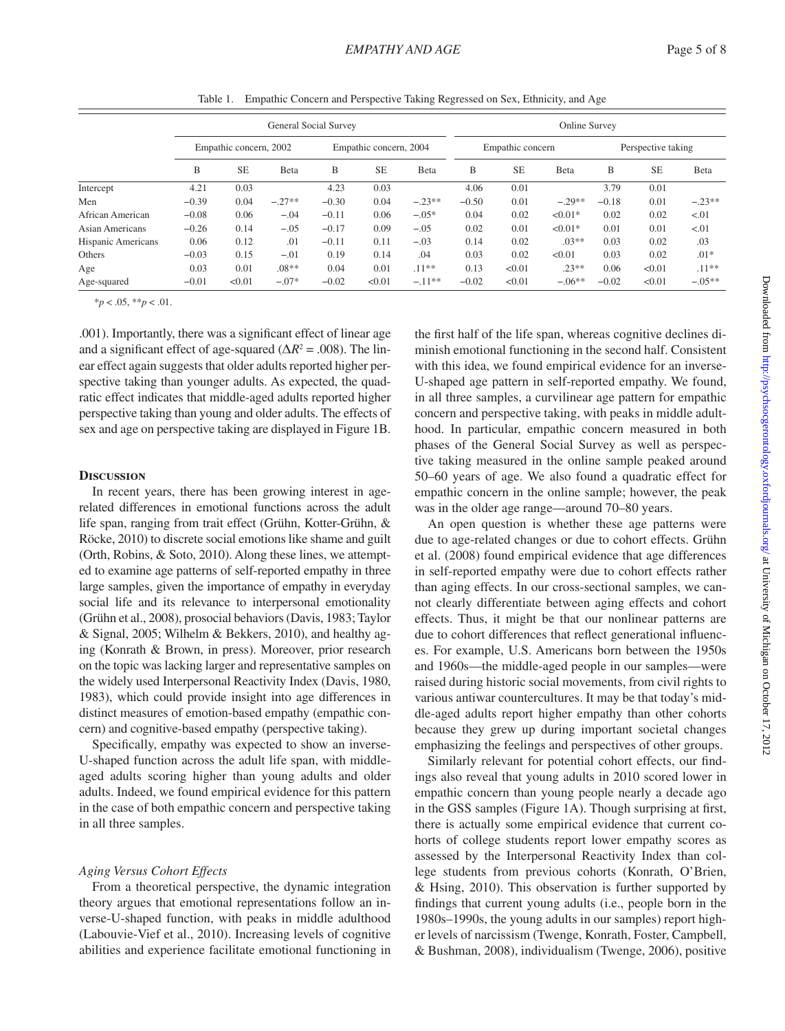Table 1. Empathic Concern and Perspective Taking Regressed on Sex, Ethnicity, and Age

| | General Social Survey | | | | | | Online Survey | | | | | |
|---|---|---|---|---|---|---|---|---|---|---|---|---|
| | Empathic concern, 2002 | | | Empathic concern, 2004 | | | Empathic concern | | | Perspective taking | | |
| | B | SE | Beta | B | SE | Beta | B | SE | Beta | B | SE | Beta |
| Intercept | 4.21 | 0.03 | | 4.23 | 0.03 | | 4.06 | 0.01 | | 3.79 | 0.01 | |
| Men | −0.39 | 0.04 | −.27** | −0.30 | 0.04 | −.23** | −0.50 | 0.01 | −.29** | −0.18 | 0.01 | −.23** |
| African American | −0.08 | 0.06 | −.04 | −0.11 | 0.06 | −.05* | 0.04 | 0.02 | <0.01* | 0.02 | 0.02 | <.01 |
| Asian Americans | −0.26 | 0.14 | −.05 | −0.17 | 0.09 | −.05 | 0.02 | 0.01 | <0.01* | 0.01 | 0.01 | <.01 |
| Hispanic Americans | 0.06 | 0.12 | .01 | −0.11 | 0.11 | −.03 | 0.14 | 0.02 | .03** | 0.03 | 0.02 | .03 |
| Others | −0.03 | 0.15 | −.01 | 0.19 | 0.14 | .04 | 0.03 | 0.02 | <0.01 | 0.03 | 0.02 | .01* |
| Age | 0.03 | 0.01 | .08** | 0.04 | 0.01 | .11** | 0.13 | <0.01 | .23** | 0.06 | <0.01 | .11** |
| Age-squared | −0.01 | <0.01 | −.07* | −0.02 | <0.01 | −.11** | −0.02 | <0.01 | −.06** | −0.02 | <0.01 | −.05** |

*$p < .05$, **$p < .01$.

.001). Importantly, there was a significant effect of linear age and a significant effect of age-squared ($\Delta R^2 = .008$). The linear effect again suggests that older adults reported higher perspective taking than younger adults. As expected, the quadratic effect indicates that middle-aged adults reported higher perspective taking than young and older adults. The effects of sex and age on perspective taking are displayed in Figure 1B.

## Discussion

In recent years, there has been growing interest in age-related differences in emotional functions across the adult life span, ranging from trait effect (Grühn, Kotter-Grühn, & Röcke, 2010) to discrete social emotions like shame and guilt (Orth, Robins, & Soto, 2010). Along these lines, we attempted to examine age patterns of self-reported empathy in three large samples, given the importance of empathy in everyday social life and its relevance to interpersonal emotionality (Grühn et al., 2008), prosocial behaviors (Davis, 1983; Taylor & Signal, 2005; Wilhelm & Bekkers, 2010), and healthy aging (Konrath & Brown, in press). Moreover, prior research on the topic was lacking larger and representative samples on the widely used Interpersonal Reactivity Index (Davis, 1980, 1983), which could provide insight into age differences in distinct measures of emotion-based empathy (empathic concern) and cognitive-based empathy (perspective taking).

Specifically, empathy was expected to show an inverse-U-shaped function across the adult life span, with middle-aged adults scoring higher than young adults and older adults. Indeed, we found empirical evidence for this pattern in the case of both empathic concern and perspective taking in all three samples.

### *Aging Versus Cohort Effects*

From a theoretical perspective, the dynamic integration theory argues that emotional representations follow an inverse-U-shaped function, with peaks in middle adulthood (Labouvie-Vief et al., 2010). Increasing levels of cognitive abilities and experience facilitate emotional functioning in the first half of the life span, whereas cognitive declines diminish emotional functioning in the second half. Consistent with this idea, we found empirical evidence for an inverse-U-shaped age pattern in self-reported empathy. We found, in all three samples, a curvilinear age pattern for empathic concern and perspective taking, with peaks in middle adulthood. In particular, empathic concern measured in both phases of the General Social Survey as well as perspective taking measured in the online sample peaked around 50–60 years of age. We also found a quadratic effect for empathic concern in the online sample; however, the peak was in the older age range—around 70–80 years.

An open question is whether these age patterns were due to age-related changes or due to cohort effects. Grühn et al. (2008) found empirical evidence that age differences in self-reported empathy were due to cohort effects rather than aging effects. In our cross-sectional samples, we cannot clearly differentiate between aging effects and cohort effects. Thus, it might be that our nonlinear patterns are due to cohort differences that reflect generational influences. For example, U.S. Americans born between the 1950s and 1960s—the middle-aged people in our samples—were raised during historic social movements, from civil rights to various antiwar countercultures. It may be that today's middle-aged adults report higher empathy than other cohorts because they grew up during important societal changes emphasizing the feelings and perspectives of other groups.

Similarly relevant for potential cohort effects, our findings also reveal that young adults in 2010 scored lower in empathic concern than young people nearly a decade ago in the GSS samples (Figure 1A). Though surprising at first, there is actually some empirical evidence that current cohorts of college students report lower empathy scores as assessed by the Interpersonal Reactivity Index than college students from previous cohorts (Konrath, O'Brien, & Hsing, 2010). This observation is further supported by findings that current young adults (i.e., people born in the 1980s–1990s, the young adults in our samples) report higher levels of narcissism (Twenge, Konrath, Foster, Campbell, & Bushman, 2008), individualism (Twenge, 2006), positive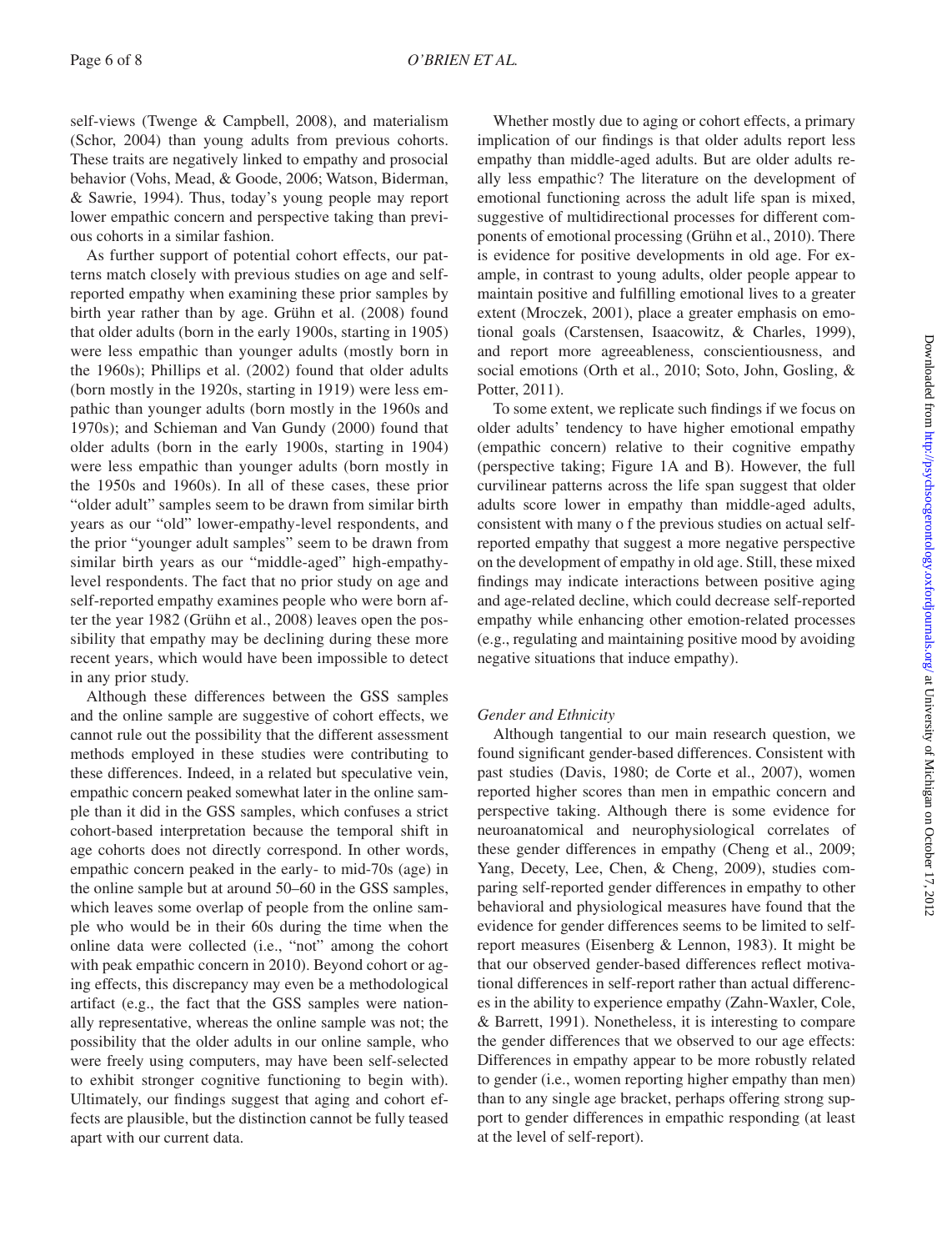self-views (Twenge & Campbell, 2008), and materialism (Schor, 2004) than young adults from previous cohorts. These traits are negatively linked to empathy and prosocial behavior (Vohs, Mead, & Goode, 2006; Watson, Biderman, & Sawrie, 1994). Thus, today's young people may report lower empathic concern and perspective taking than previous cohorts in a similar fashion.

As further support of potential cohort effects, our patterns match closely with previous studies on age and self-reported empathy when examining these prior samples by birth year rather than by age. Grühn et al. (2008) found that older adults (born in the early 1900s, starting in 1905) were less empathic than younger adults (mostly born in the 1960s); Phillips et al. (2002) found that older adults (born mostly in the 1920s, starting in 1919) were less empathic than younger adults (born mostly in the 1960s and 1970s); and Schieman and Van Gundy (2000) found that older adults (born in the early 1900s, starting in 1904) were less empathic than younger adults (born mostly in the 1950s and 1960s). In all of these cases, these prior "older adult" samples seem to be drawn from similar birth years as our "old" lower-empathy-level respondents, and the prior "younger adult samples" seem to be drawn from similar birth years as our "middle-aged" high-empathy-level respondents. The fact that no prior study on age and self-reported empathy examines people who were born after the year 1982 (Grühn et al., 2008) leaves open the possibility that empathy may be declining during these more recent years, which would have been impossible to detect in any prior study.

Although these differences between the GSS samples and the online sample are suggestive of cohort effects, we cannot rule out the possibility that the different assessment methods employed in these studies were contributing to these differences. Indeed, in a related but speculative vein, empathic concern peaked somewhat later in the online sample than it did in the GSS samples, which confuses a strict cohort-based interpretation because the temporal shift in age cohorts does not directly correspond. In other words, empathic concern peaked in the early- to mid-70s (age) in the online sample but at around 50–60 in the GSS samples, which leaves some overlap of people from the online sample who would be in their 60s during the time when the online data were collected (i.e., "not" among the cohort with peak empathic concern in 2010). Beyond cohort or aging effects, this discrepancy may even be a methodological artifact (e.g., the fact that the GSS samples were nationally representative, whereas the online sample was not; the possibility that the older adults in our online sample, who were freely using computers, may have been self-selected to exhibit stronger cognitive functioning to begin with). Ultimately, our findings suggest that aging and cohort effects are plausible, but the distinction cannot be fully teased apart with our current data.

Whether mostly due to aging or cohort effects, a primary implication of our findings is that older adults report less empathy than middle-aged adults. But are older adults really less empathic? The literature on the development of emotional functioning across the adult life span is mixed, suggestive of multidirectional processes for different components of emotional processing (Grühn et al., 2010). There is evidence for positive developments in old age. For example, in contrast to young adults, older people appear to maintain positive and fulfilling emotional lives to a greater extent (Mroczek, 2001), place a greater emphasis on emotional goals (Carstensen, Isaacowitz, & Charles, 1999), and report more agreeableness, conscientiousness, and social emotions (Orth et al., 2010; Soto, John, Gosling, & Potter, 2011).

To some extent, we replicate such findings if we focus on older adults' tendency to have higher emotional empathy (empathic concern) relative to their cognitive empathy (perspective taking; Figure 1A and B). However, the full curvilinear patterns across the life span suggest that older adults score lower in empathy than middle-aged adults, consistent with many o f the previous studies on actual self-reported empathy that suggest a more negative perspective on the development of empathy in old age. Still, these mixed findings may indicate interactions between positive aging and age-related decline, which could decrease self-reported empathy while enhancing other emotion-related processes (e.g., regulating and maintaining positive mood by avoiding negative situations that induce empathy).

### *Gender and Ethnicity*

Although tangential to our main research question, we found significant gender-based differences. Consistent with past studies (Davis, 1980; de Corte et al., 2007), women reported higher scores than men in empathic concern and perspective taking. Although there is some evidence for neuroanatomical and neurophysiological correlates of these gender differences in empathy (Cheng et al., 2009; Yang, Decety, Lee, Chen, & Cheng, 2009), studies comparing self-reported gender differences in empathy to other behavioral and physiological measures have found that the evidence for gender differences seems to be limited to self-report measures (Eisenberg & Lennon, 1983). It might be that our observed gender-based differences reflect motivational differences in self-report rather than actual differences in the ability to experience empathy (Zahn-Waxler, Cole, & Barrett, 1991). Nonetheless, it is interesting to compare the gender differences that we observed to our age effects: Differences in empathy appear to be more robustly related to gender (i.e., women reporting higher empathy than men) than to any single age bracket, perhaps offering strong support to gender differences in empathic responding (at least at the level of self-report).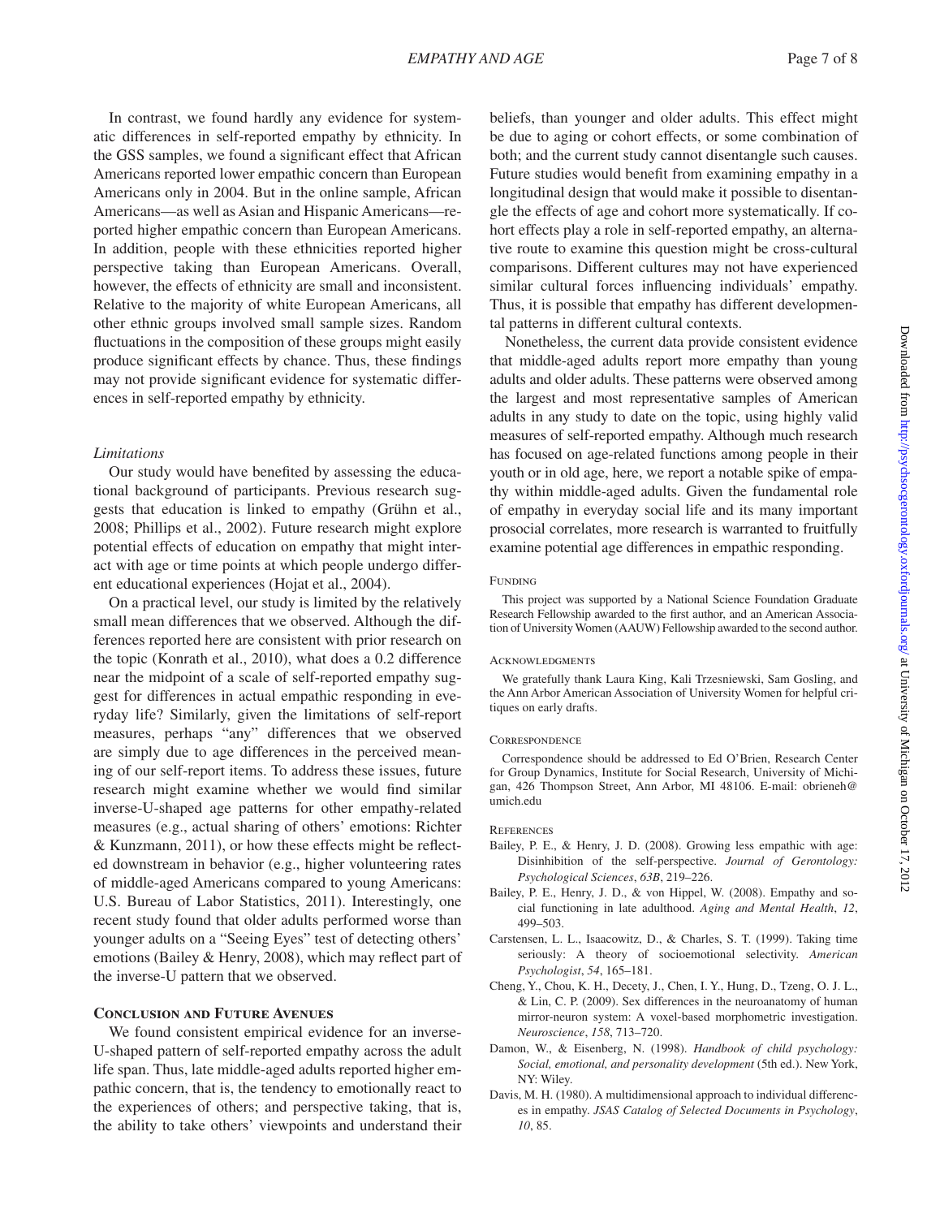In contrast, we found hardly any evidence for systematic differences in self-reported empathy by ethnicity. In the GSS samples, we found a significant effect that African Americans reported lower empathic concern than European Americans only in 2004. But in the online sample, African Americans—as well as Asian and Hispanic Americans—reported higher empathic concern than European Americans. In addition, people with these ethnicities reported higher perspective taking than European Americans. Overall, however, the effects of ethnicity are small and inconsistent. Relative to the majority of white European Americans, all other ethnic groups involved small sample sizes. Random fluctuations in the composition of these groups might easily produce significant effects by chance. Thus, these findings may not provide significant evidence for systematic differences in self-reported empathy by ethnicity.

### *Limitations*

Our study would have benefited by assessing the educational background of participants. Previous research suggests that education is linked to empathy (Grühn et al., 2008; Phillips et al., 2002). Future research might explore potential effects of education on empathy that might interact with age or time points at which people undergo different educational experiences (Hojat et al., 2004).

On a practical level, our study is limited by the relatively small mean differences that we observed. Although the differences reported here are consistent with prior research on the topic (Konrath et al., 2010), what does a 0.2 difference near the midpoint of a scale of self-reported empathy suggest for differences in actual empathic responding in everyday life? Similarly, given the limitations of self-report measures, perhaps "any" differences that we observed are simply due to age differences in the perceived meaning of our self-report items. To address these issues, future research might examine whether we would find similar inverse-U-shaped age patterns for other empathy-related measures (e.g., actual sharing of others' emotions: Richter & Kunzmann, 2011), or how these effects might be reflected downstream in behavior (e.g., higher volunteering rates of middle-aged Americans compared to young Americans: U.S. Bureau of Labor Statistics, 2011). Interestingly, one recent study found that older adults performed worse than younger adults on a "Seeing Eyes" test of detecting others' emotions (Bailey & Henry, 2008), which may reflect part of the inverse-U pattern that we observed.

## Conclusion and Future Avenues

We found consistent empirical evidence for an inverse-U-shaped pattern of self-reported empathy across the adult life span. Thus, late middle-aged adults reported higher empathic concern, that is, the tendency to emotionally react to the experiences of others; and perspective taking, that is, the ability to take others' viewpoints and understand their beliefs, than younger and older adults. This effect might be due to aging or cohort effects, or some combination of both; and the current study cannot disentangle such causes. Future studies would benefit from examining empathy in a longitudinal design that would make it possible to disentangle the effects of age and cohort more systematically. If cohort effects play a role in self-reported empathy, an alternative route to examine this question might be cross-cultural comparisons. Different cultures may not have experienced similar cultural forces influencing individuals' empathy. Thus, it is possible that empathy has different developmental patterns in different cultural contexts.

Nonetheless, the current data provide consistent evidence that middle-aged adults report more empathy than young adults and older adults. These patterns were observed among the largest and most representative samples of American adults in any study to date on the topic, using highly valid measures of self-reported empathy. Although much research has focused on age-related functions among people in their youth or in old age, here, we report a notable spike of empathy within middle-aged adults. Given the fundamental role of empathy in everyday social life and its many important prosocial correlates, more research is warranted to fruitfully examine potential age differences in empathic responding.

### Funding

This project was supported by a National Science Foundation Graduate Research Fellowship awarded to the first author, and an American Association of University Women (AAUW) Fellowship awarded to the second author.

### Acknowledgments

We gratefully thank Laura King, Kali Trzesniewski, Sam Gosling, and the Ann Arbor American Association of University Women for helpful critiques on early drafts.

### Correspondence

Correspondence should be addressed to Ed O'Brien, Research Center for Group Dynamics, Institute for Social Research, University of Michigan, 426 Thompson Street, Ann Arbor, MI 48106. E-mail: obrieneh@umich.edu

### References

Bailey, P. E., & Henry, J. D. (2008). Growing less empathic with age: Disinhibition of the self-perspective. *Journal of Gerontology: Psychological Sciences*, *63B*, 219–226.

Bailey, P. E., Henry, J. D., & von Hippel, W. (2008). Empathy and social functioning in late adulthood. *Aging and Mental Health*, *12*, 499–503.

Carstensen, L. L., Isaacowitz, D., & Charles, S. T. (1999). Taking time seriously: A theory of socioemotional selectivity. *American Psychologist*, *54*, 165–181.

Cheng, Y., Chou, K. H., Decety, J., Chen, I. Y., Hung, D., Tzeng, O. J. L., & Lin, C. P. (2009). Sex differences in the neuroanatomy of human mirror-neuron system: A voxel-based morphometric investigation. *Neuroscience*, *158*, 713–720.

Damon, W., & Eisenberg, N. (1998). *Handbook of child psychology: Social, emotional, and personality development* (5th ed.). New York, NY: Wiley.

Davis, M. H. (1980). A multidimensional approach to individual differences in empathy. *JSAS Catalog of Selected Documents in Psychology*, *10*, 85.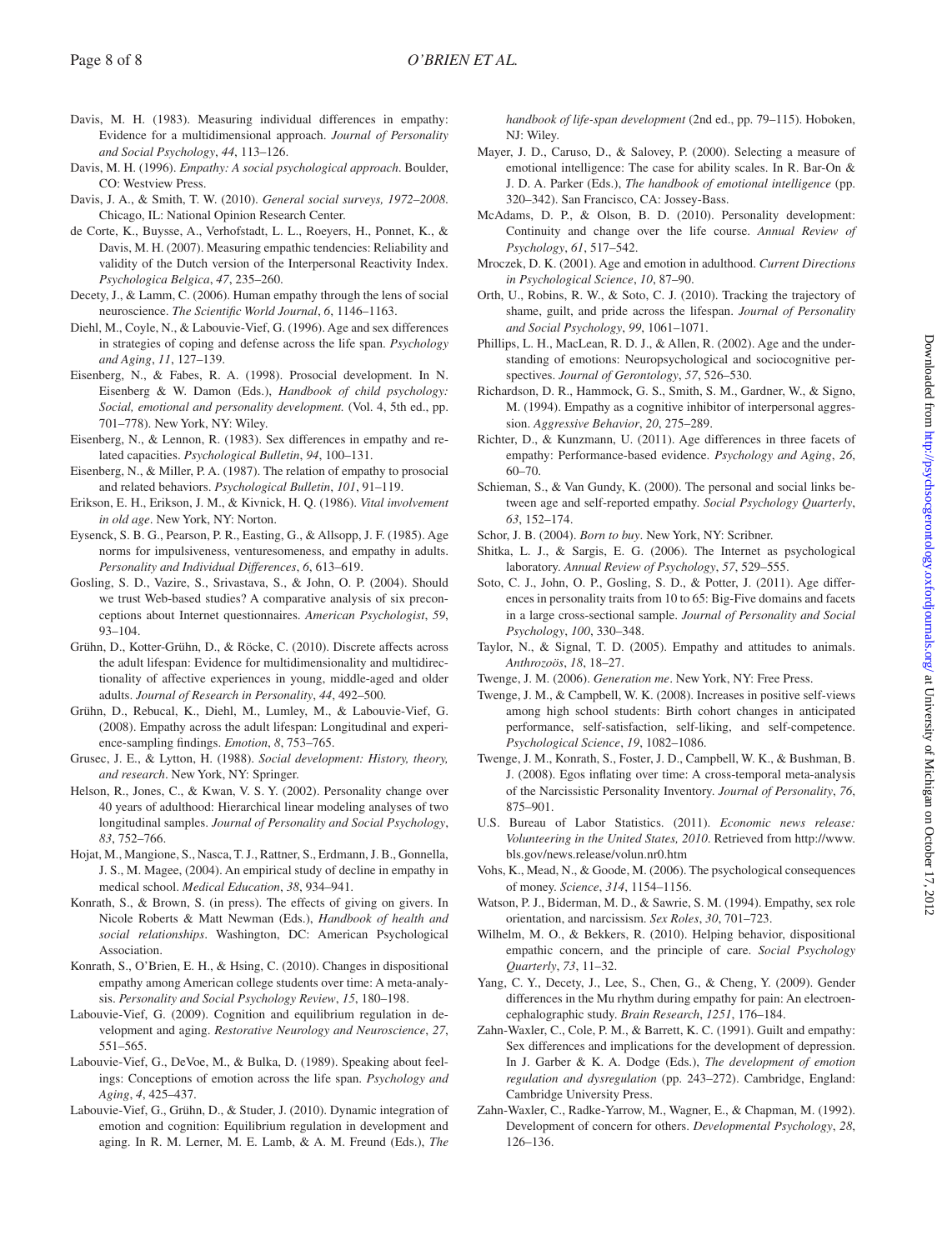Davis, M. H. (1983). Measuring individual differences in empathy: Evidence for a multidimensional approach. *Journal of Personality and Social Psychology*, *44*, 113–126.

Davis, M. H. (1996). *Empathy: A social psychological approach*. Boulder, CO: Westview Press.

Davis, J. A., & Smith, T. W. (2010). *General social surveys, 1972–2008*. Chicago, IL: National Opinion Research Center.

de Corte, K., Buysse, A., Verhofstadt, L. L., Roeyers, H., Ponnet, K., & Davis, M. H. (2007). Measuring empathic tendencies: Reliability and validity of the Dutch version of the Interpersonal Reactivity Index. *Psychologica Belgica*, *47*, 235–260.

Decety, J., & Lamm, C. (2006). Human empathy through the lens of social neuroscience. *The Scientific World Journal*, *6*, 1146–1163.

Diehl, M., Coyle, N., & Labouvie-Vief, G. (1996). Age and sex differences in strategies of coping and defense across the life span. *Psychology and Aging*, *11*, 127–139.

Eisenberg, N., & Fabes, R. A. (1998). Prosocial development. In N. Eisenberg & W. Damon (Eds.), *Handbook of child psychology: Social, emotional and personality development.* (Vol. 4, 5th ed., pp. 701–778). New York, NY: Wiley.

Eisenberg, N., & Lennon, R. (1983). Sex differences in empathy and related capacities. *Psychological Bulletin*, *94*, 100–131.

Eisenberg, N., & Miller, P. A. (1987). The relation of empathy to prosocial and related behaviors. *Psychological Bulletin*, *101*, 91–119.

Erikson, E. H., Erikson, J. M., & Kivnick, H. Q. (1986). *Vital involvement in old age*. New York, NY: Norton.

Eysenck, S. B. G., Pearson, P. R., Easting, G., & Allsopp, J. F. (1985). Age norms for impulsiveness, venturesomeness, and empathy in adults. *Personality and Individual Differences*, *6*, 613–619.

Gosling, S. D., Vazire, S., Srivastava, S., & John, O. P. (2004). Should we trust Web-based studies? A comparative analysis of six preconceptions about Internet questionnaires. *American Psychologist*, *59*, 93–104.

Grühn, D., Kotter-Grühn, D., & Röcke, C. (2010). Discrete affects across the adult lifespan: Evidence for multidimensionality and multidirectionality of affective experiences in young, middle-aged and older adults. *Journal of Research in Personality*, *44*, 492–500.

Grühn, D., Rebucal, K., Diehl, M., Lumley, M., & Labouvie-Vief, G. (2008). Empathy across the adult lifespan: Longitudinal and experience-sampling findings. *Emotion*, *8*, 753–765.

Grusec, J. E., & Lytton, H. (1988). *Social development: History, theory, and research*. New York, NY: Springer.

Helson, R., Jones, C., & Kwan, V. S. Y. (2002). Personality change over 40 years of adulthood: Hierarchical linear modeling analyses of two longitudinal samples. *Journal of Personality and Social Psychology*, *83*, 752–766.

Hojat, M., Mangione, S., Nasca, T. J., Rattner, S., Erdmann, J. B., Gonnella, J. S., M. Magee, (2004). An empirical study of decline in empathy in medical school. *Medical Education*, *38*, 934–941.

Konrath, S., & Brown, S. (in press). The effects of giving on givers. In Nicole Roberts & Matt Newman (Eds.), *Handbook of health and social relationships*. Washington, DC: American Psychological Association.

Konrath, S., O'Brien, E. H., & Hsing, C. (2010). Changes in dispositional empathy among American college students over time: A meta-analysis. *Personality and Social Psychology Review*, *15*, 180–198.

Labouvie-Vief, G. (2009). Cognition and equilibrium regulation in development and aging. *Restorative Neurology and Neuroscience*, *27*, 551–565.

Labouvie-Vief, G., DeVoe, M., & Bulka, D. (1989). Speaking about feelings: Conceptions of emotion across the life span. *Psychology and Aging*, *4*, 425–437.

Labouvie-Vief, G., Grühn, D., & Studer, J. (2010). Dynamic integration of emotion and cognition: Equilibrium regulation in development and aging. In R. M. Lerner, M. E. Lamb, & A. M. Freund (Eds.), *The handbook of life-span development* (2nd ed., pp. 79–115). Hoboken, NJ: Wiley.

Mayer, J. D., Caruso, D., & Salovey, P. (2000). Selecting a measure of emotional intelligence: The case for ability scales. In R. Bar-On & J. D. A. Parker (Eds.), *The handbook of emotional intelligence* (pp. 320–342). San Francisco, CA: Jossey-Bass.

McAdams, D. P., & Olson, B. D. (2010). Personality development: Continuity and change over the life course. *Annual Review of Psychology*, *61*, 517–542.

Mroczek, D. K. (2001). Age and emotion in adulthood. *Current Directions in Psychological Science*, *10*, 87–90.

Orth, U., Robins, R. W., & Soto, C. J. (2010). Tracking the trajectory of shame, guilt, and pride across the lifespan. *Journal of Personality and Social Psychology*, *99*, 1061–1071.

Phillips, L. H., MacLean, R. D. J., & Allen, R. (2002). Age and the understanding of emotions: Neuropsychological and sociocognitive perspectives. *Journal of Gerontology*, *57*, 526–530.

Richardson, D. R., Hammock, G. S., Smith, S. M., Gardner, W., & Signo, M. (1994). Empathy as a cognitive inhibitor of interpersonal aggression. *Aggressive Behavior*, *20*, 275–289.

Richter, D., & Kunzmann, U. (2011). Age differences in three facets of empathy: Performance-based evidence. *Psychology and Aging*, *26*, 60–70.

Schieman, S., & Van Gundy, K. (2000). The personal and social links between age and self-reported empathy. *Social Psychology Quarterly*, *63*, 152–174.

Schor, J. B. (2004). *Born to buy*. New York, NY: Scribner.

Shitka, L. J., & Sargis, E. G. (2006). The Internet as psychological laboratory. *Annual Review of Psychology*, *57*, 529–555.

Soto, C. J., John, O. P., Gosling, S. D., & Potter, J. (2011). Age differences in personality traits from 10 to 65: Big-Five domains and facets in a large cross-sectional sample. *Journal of Personality and Social Psychology*, *100*, 330–348.

Taylor, N., & Signal, T. D. (2005). Empathy and attitudes to animals. *Anthrozoös*, *18*, 18–27.

Twenge, J. M. (2006). *Generation me*. New York, NY: Free Press.

Twenge, J. M., & Campbell, W. K. (2008). Increases in positive self-views among high school students: Birth cohort changes in anticipated performance, self-satisfaction, self-liking, and self-competence. *Psychological Science*, *19*, 1082–1086.

Twenge, J. M., Konrath, S., Foster, J. D., Campbell, W. K., & Bushman, B. J. (2008). Egos inflating over time: A cross-temporal meta-analysis of the Narcissistic Personality Inventory. *Journal of Personality*, *76*, 875–901.

U.S. Bureau of Labor Statistics. (2011). *Economic news release: Volunteering in the United States, 2010*. Retrieved from http://www.bls.gov/news.release/volun.nr0.htm

Vohs, K., Mead, N., & Goode, M. (2006). The psychological consequences of money. *Science*, *314*, 1154–1156.

Watson, P. J., Biderman, M. D., & Sawrie, S. M. (1994). Empathy, sex role orientation, and narcissism. *Sex Roles*, *30*, 701–723.

Wilhelm, M. O., & Bekkers, R. (2010). Helping behavior, dispositional empathic concern, and the principle of care. *Social Psychology Quarterly*, *73*, 11–32.

Yang, C. Y., Decety, J., Lee, S., Chen, G., & Cheng, Y. (2009). Gender differences in the Mu rhythm during empathy for pain: An electroencephalographic study. *Brain Research*, *1251*, 176–184.

Zahn-Waxler, C., Cole, P. M., & Barrett, K. C. (1991). Guilt and empathy: Sex differences and implications for the development of depression. In J. Garber & K. A. Dodge (Eds.), *The development of emotion regulation and dysregulation* (pp. 243–272). Cambridge, England: Cambridge University Press.

Zahn-Waxler, C., Radke-Yarrow, M., Wagner, E., & Chapman, M. (1992). Development of concern for others. *Developmental Psychology*, *28*, 126–136.